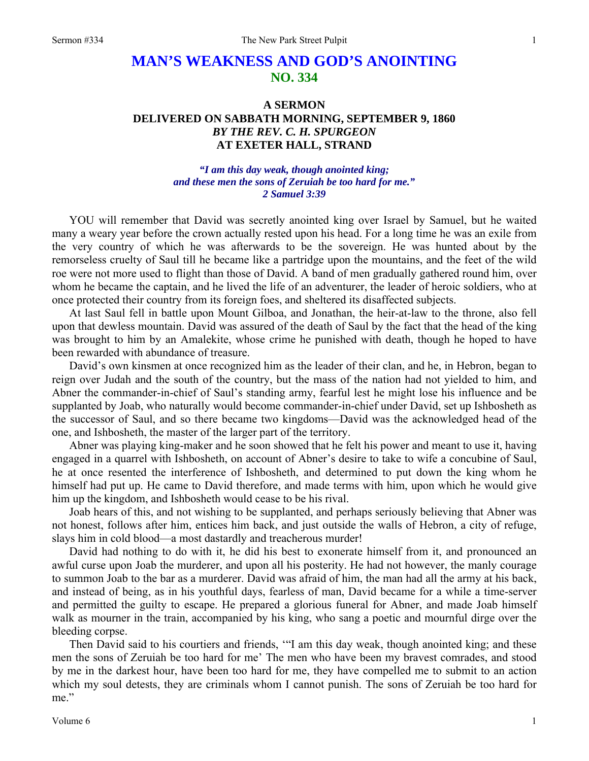# MAN'S WEAKNESS AND GOD'S ANOINTING
## NO. 334

### A SERMON
### DELIVERED ON SABBATH MORNING, SEPTEMBER 9, 1860
### *BY THE REV. C. H. SPURGEON*
### AT EXETER HALL, STRAND

***"I am this day weak, though anointed king; and these men the sons of Zeruiah be too hard for me." 2 Samuel 3:39***

YOU will remember that David was secretly anointed king over Israel by Samuel, but he waited many a weary year before the crown actually rested upon his head. For a long time he was an exile from the very country of which he was afterwards to be the sovereign. He was hunted about by the remorseless cruelty of Saul till he became like a partridge upon the mountains, and the feet of the wild roe were not more used to flight than those of David. A band of men gradually gathered round him, over whom he became the captain, and he lived the life of an adventurer, the leader of heroic soldiers, who at once protected their country from its foreign foes, and sheltered its disaffected subjects.

At last Saul fell in battle upon Mount Gilboa, and Jonathan, the heir-at-law to the throne, also fell upon that dewless mountain. David was assured of the death of Saul by the fact that the head of the king was brought to him by an Amalekite, whose crime he punished with death, though he hoped to have been rewarded with abundance of treasure.

David's own kinsmen at once recognized him as the leader of their clan, and he, in Hebron, began to reign over Judah and the south of the country, but the mass of the nation had not yielded to him, and Abner the commander-in-chief of Saul's standing army, fearful lest he might lose his influence and be supplanted by Joab, who naturally would become commander-in-chief under David, set up Ishbosheth as the successor of Saul, and so there became two kingdoms—David was the acknowledged head of the one, and Ishbosheth, the master of the larger part of the territory.

Abner was playing king-maker and he soon showed that he felt his power and meant to use it, having engaged in a quarrel with Ishbosheth, on account of Abner's desire to take to wife a concubine of Saul, he at once resented the interference of Ishbosheth, and determined to put down the king whom he himself had put up. He came to David therefore, and made terms with him, upon which he would give him up the kingdom, and Ishbosheth would cease to be his rival.

Joab hears of this, and not wishing to be supplanted, and perhaps seriously believing that Abner was not honest, follows after him, entices him back, and just outside the walls of Hebron, a city of refuge, slays him in cold blood—a most dastardly and treacherous murder!

David had nothing to do with it, he did his best to exonerate himself from it, and pronounced an awful curse upon Joab the murderer, and upon all his posterity. He had not however, the manly courage to summon Joab to the bar as a murderer. David was afraid of him, the man had all the army at his back, and instead of being, as in his youthful days, fearless of man, David became for a while a time-server and permitted the guilty to escape. He prepared a glorious funeral for Abner, and made Joab himself walk as mourner in the train, accompanied by his king, who sang a poetic and mournful dirge over the bleeding corpse.

Then David said to his courtiers and friends, '"I am this day weak, though anointed king; and these men the sons of Zeruiah be too hard for me' The men who have been my bravest comrades, and stood by me in the darkest hour, have been too hard for me, they have compelled me to submit to an action which my soul detests, they are criminals whom I cannot punish. The sons of Zeruiah be too hard for me."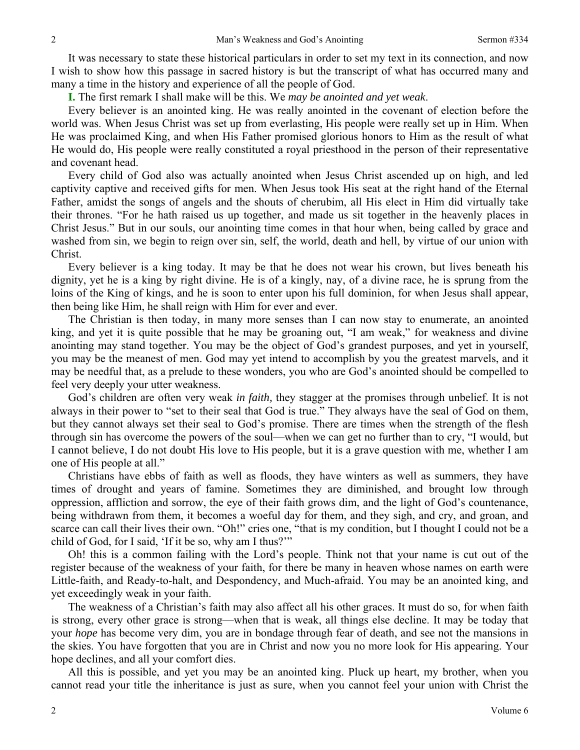It was necessary to state these historical particulars in order to set my text in its connection, and now I wish to show how this passage in sacred history is but the transcript of what has occurred many and many a time in the history and experience of all the people of God.

**I.** The first remark I shall make will be this. We *may be anointed and yet weak*.

Every believer is an anointed king. He was really anointed in the covenant of election before the world was. When Jesus Christ was set up from everlasting, His people were really set up in Him. When He was proclaimed King, and when His Father promised glorious honors to Him as the result of what He would do, His people were really constituted a royal priesthood in the person of their representative and covenant head.

Every child of God also was actually anointed when Jesus Christ ascended up on high, and led captivity captive and received gifts for men. When Jesus took His seat at the right hand of the Eternal Father, amidst the songs of angels and the shouts of cherubim, all His elect in Him did virtually take their thrones. "For he hath raised us up together, and made us sit together in the heavenly places in Christ Jesus." But in our souls, our anointing time comes in that hour when, being called by grace and washed from sin, we begin to reign over sin, self, the world, death and hell, by virtue of our union with Christ.

Every believer is a king today. It may be that he does not wear his crown, but lives beneath his dignity, yet he is a king by right divine. He is of a kingly, nay, of a divine race, he is sprung from the loins of the King of kings, and he is soon to enter upon his full dominion, for when Jesus shall appear, then being like Him, he shall reign with Him for ever and ever.

The Christian is then today, in many more senses than I can now stay to enumerate, an anointed king, and yet it is quite possible that he may be groaning out, "I am weak," for weakness and divine anointing may stand together. You may be the object of God's grandest purposes, and yet in yourself, you may be the meanest of men. God may yet intend to accomplish by you the greatest marvels, and it may be needful that, as a prelude to these wonders, you who are God's anointed should be compelled to feel very deeply your utter weakness.

God's children are often very weak *in faith,* they stagger at the promises through unbelief. It is not always in their power to "set to their seal that God is true." They always have the seal of God on them, but they cannot always set their seal to God's promise. There are times when the strength of the flesh through sin has overcome the powers of the soul—when we can get no further than to cry, "I would, but I cannot believe, I do not doubt His love to His people, but it is a grave question with me, whether I am one of His people at all."

Christians have ebbs of faith as well as floods, they have winters as well as summers, they have times of drought and years of famine. Sometimes they are diminished, and brought low through oppression, affliction and sorrow, the eye of their faith grows dim, and the light of God's countenance, being withdrawn from them, it becomes a woeful day for them, and they sigh, and cry, and groan, and scarce can call their lives their own. "Oh!" cries one, "that is my condition, but I thought I could not be a child of God, for I said, 'If it be so, why am I thus?'"

Oh! this is a common failing with the Lord's people. Think not that your name is cut out of the register because of the weakness of your faith, for there be many in heaven whose names on earth were Little-faith, and Ready-to-halt, and Despondency, and Much-afraid. You may be an anointed king, and yet exceedingly weak in your faith.

The weakness of a Christian's faith may also affect all his other graces. It must do so, for when faith is strong, every other grace is strong—when that is weak, all things else decline. It may be today that your *hope* has become very dim, you are in bondage through fear of death, and see not the mansions in the skies. You have forgotten that you are in Christ and now you no more look for His appearing. Your hope declines, and all your comfort dies.

All this is possible, and yet you may be an anointed king. Pluck up heart, my brother, when you cannot read your title the inheritance is just as sure, when you cannot feel your union with Christ the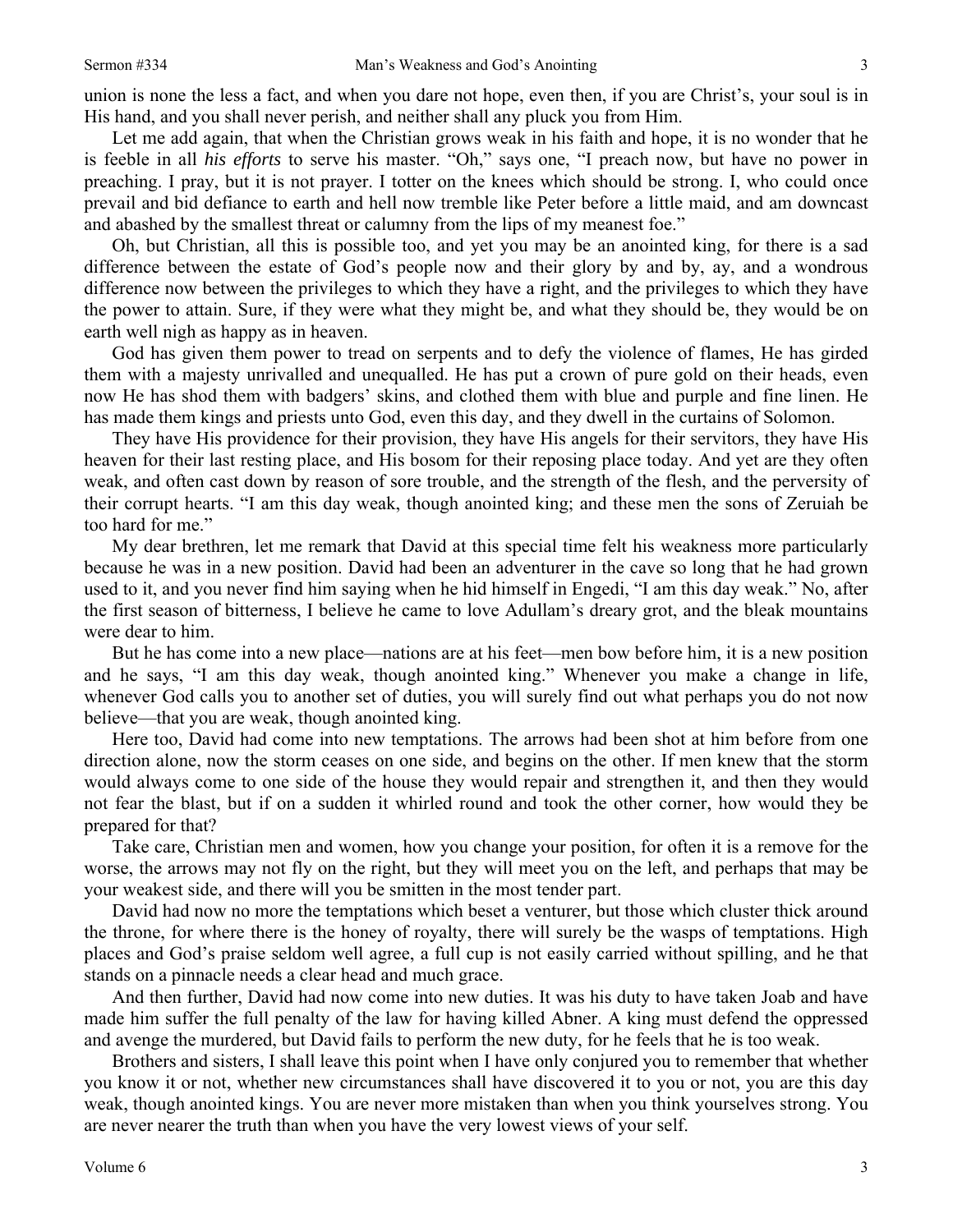union is none the less a fact, and when you dare not hope, even then, if you are Christ's, your soul is in His hand, and you shall never perish, and neither shall any pluck you from Him.

Let me add again, that when the Christian grows weak in his faith and hope, it is no wonder that he is feeble in all *his efforts* to serve his master. "Oh," says one, "I preach now, but have no power in preaching. I pray, but it is not prayer. I totter on the knees which should be strong. I, who could once prevail and bid defiance to earth and hell now tremble like Peter before a little maid, and am downcast and abashed by the smallest threat or calumny from the lips of my meanest foe."

Oh, but Christian, all this is possible too, and yet you may be an anointed king, for there is a sad difference between the estate of God's people now and their glory by and by, ay, and a wondrous difference now between the privileges to which they have a right, and the privileges to which they have the power to attain. Sure, if they were what they might be, and what they should be, they would be on earth well nigh as happy as in heaven.

God has given them power to tread on serpents and to defy the violence of flames, He has girded them with a majesty unrivalled and unequalled. He has put a crown of pure gold on their heads, even now He has shod them with badgers' skins, and clothed them with blue and purple and fine linen. He has made them kings and priests unto God, even this day, and they dwell in the curtains of Solomon.

They have His providence for their provision, they have His angels for their servitors, they have His heaven for their last resting place, and His bosom for their reposing place today. And yet are they often weak, and often cast down by reason of sore trouble, and the strength of the flesh, and the perversity of their corrupt hearts. "I am this day weak, though anointed king; and these men the sons of Zeruiah be too hard for me."

My dear brethren, let me remark that David at this special time felt his weakness more particularly because he was in a new position. David had been an adventurer in the cave so long that he had grown used to it, and you never find him saying when he hid himself in Engedi, "I am this day weak." No, after the first season of bitterness, I believe he came to love Adullam's dreary grot, and the bleak mountains were dear to him.

But he has come into a new place—nations are at his feet—men bow before him, it is a new position and he says, "I am this day weak, though anointed king." Whenever you make a change in life, whenever God calls you to another set of duties, you will surely find out what perhaps you do not now believe—that you are weak, though anointed king.

Here too, David had come into new temptations. The arrows had been shot at him before from one direction alone, now the storm ceases on one side, and begins on the other. If men knew that the storm would always come to one side of the house they would repair and strengthen it, and then they would not fear the blast, but if on a sudden it whirled round and took the other corner, how would they be prepared for that?

Take care, Christian men and women, how you change your position, for often it is a remove for the worse, the arrows may not fly on the right, but they will meet you on the left, and perhaps that may be your weakest side, and there will you be smitten in the most tender part.

David had now no more the temptations which beset a venturer, but those which cluster thick around the throne, for where there is the honey of royalty, there will surely be the wasps of temptations. High places and God's praise seldom well agree, a full cup is not easily carried without spilling, and he that stands on a pinnacle needs a clear head and much grace.

And then further, David had now come into new duties. It was his duty to have taken Joab and have made him suffer the full penalty of the law for having killed Abner. A king must defend the oppressed and avenge the murdered, but David fails to perform the new duty, for he feels that he is too weak.

Brothers and sisters, I shall leave this point when I have only conjured you to remember that whether you know it or not, whether new circumstances shall have discovered it to you or not, you are this day weak, though anointed kings. You are never more mistaken than when you think yourselves strong. You are never nearer the truth than when you have the very lowest views of your self.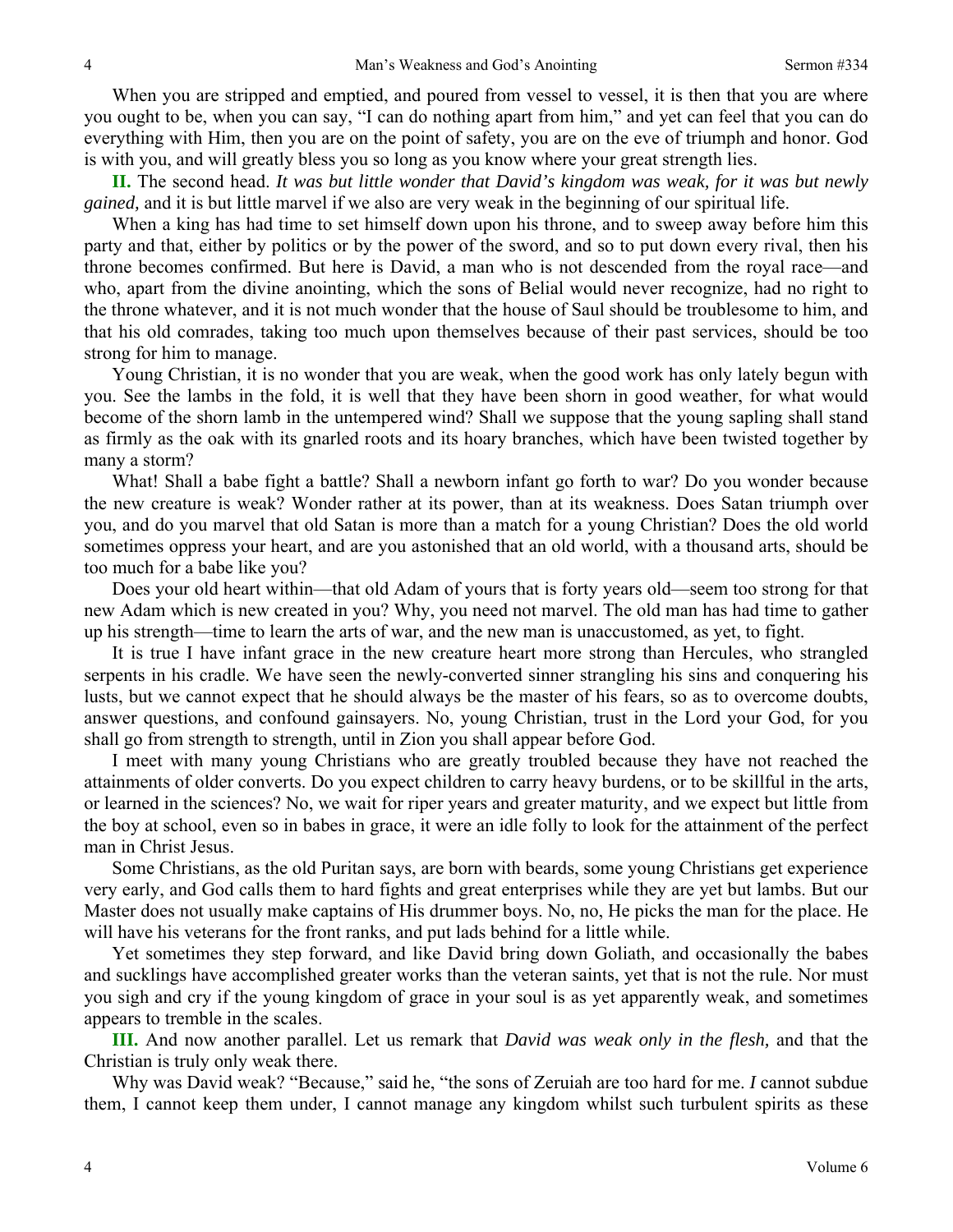When you are stripped and emptied, and poured from vessel to vessel, it is then that you are where you ought to be, when you can say, "I can do nothing apart from him," and yet can feel that you can do everything with Him, then you are on the point of safety, you are on the eve of triumph and honor. God is with you, and will greatly bless you so long as you know where your great strength lies.

**II.** The second head. *It was but little wonder that David's kingdom was weak, for it was but newly gained,* and it is but little marvel if we also are very weak in the beginning of our spiritual life.

When a king has had time to set himself down upon his throne, and to sweep away before him this party and that, either by politics or by the power of the sword, and so to put down every rival, then his throne becomes confirmed. But here is David, a man who is not descended from the royal race—and who, apart from the divine anointing, which the sons of Belial would never recognize, had no right to the throne whatever, and it is not much wonder that the house of Saul should be troublesome to him, and that his old comrades, taking too much upon themselves because of their past services, should be too strong for him to manage.

Young Christian, it is no wonder that you are weak, when the good work has only lately begun with you. See the lambs in the fold, it is well that they have been shorn in good weather, for what would become of the shorn lamb in the untempered wind? Shall we suppose that the young sapling shall stand as firmly as the oak with its gnarled roots and its hoary branches, which have been twisted together by many a storm?

What! Shall a babe fight a battle? Shall a newborn infant go forth to war? Do you wonder because the new creature is weak? Wonder rather at its power, than at its weakness. Does Satan triumph over you, and do you marvel that old Satan is more than a match for a young Christian? Does the old world sometimes oppress your heart, and are you astonished that an old world, with a thousand arts, should be too much for a babe like you?

Does your old heart within—that old Adam of yours that is forty years old—seem too strong for that new Adam which is new created in you? Why, you need not marvel. The old man has had time to gather up his strength—time to learn the arts of war, and the new man is unaccustomed, as yet, to fight.

It is true I have infant grace in the new creature heart more strong than Hercules, who strangled serpents in his cradle. We have seen the newly-converted sinner strangling his sins and conquering his lusts, but we cannot expect that he should always be the master of his fears, so as to overcome doubts, answer questions, and confound gainsayers. No, young Christian, trust in the Lord your God, for you shall go from strength to strength, until in Zion you shall appear before God.

I meet with many young Christians who are greatly troubled because they have not reached the attainments of older converts. Do you expect children to carry heavy burdens, or to be skillful in the arts, or learned in the sciences? No, we wait for riper years and greater maturity, and we expect but little from the boy at school, even so in babes in grace, it were an idle folly to look for the attainment of the perfect man in Christ Jesus.

Some Christians, as the old Puritan says, are born with beards, some young Christians get experience very early, and God calls them to hard fights and great enterprises while they are yet but lambs. But our Master does not usually make captains of His drummer boys. No, no, He picks the man for the place. He will have his veterans for the front ranks, and put lads behind for a little while.

Yet sometimes they step forward, and like David bring down Goliath, and occasionally the babes and sucklings have accomplished greater works than the veteran saints, yet that is not the rule. Nor must you sigh and cry if the young kingdom of grace in your soul is as yet apparently weak, and sometimes appears to tremble in the scales.

**III.** And now another parallel. Let us remark that *David was weak only in the flesh,* and that the Christian is truly only weak there.

Why was David weak? "Because," said he, "the sons of Zeruiah are too hard for me. *I* cannot subdue them, I cannot keep them under, I cannot manage any kingdom whilst such turbulent spirits as these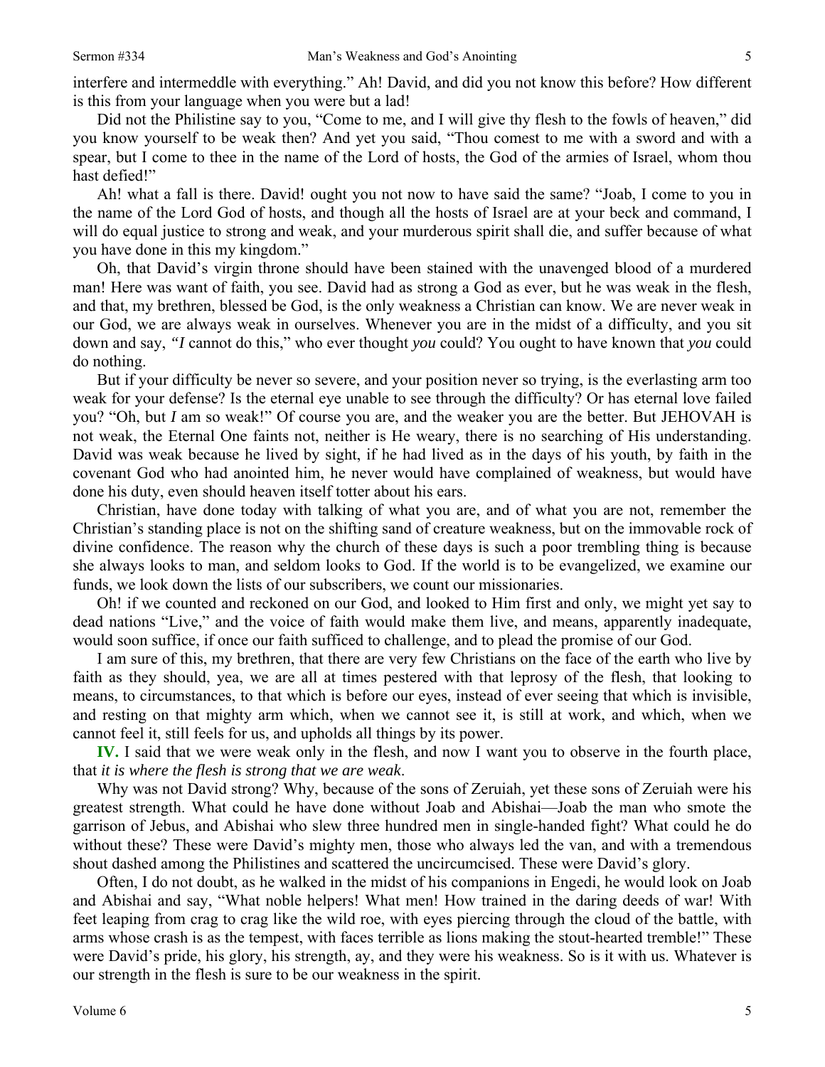interfere and intermeddle with everything." Ah! David, and did you not know this before? How different is this from your language when you were but a lad!

Did not the Philistine say to you, "Come to me, and I will give thy flesh to the fowls of heaven," did you know yourself to be weak then? And yet you said, "Thou comest to me with a sword and with a spear, but I come to thee in the name of the Lord of hosts, the God of the armies of Israel, whom thou hast defied!"

Ah! what a fall is there. David! ought you not now to have said the same? "Joab, I come to you in the name of the Lord God of hosts, and though all the hosts of Israel are at your beck and command, I will do equal justice to strong and weak, and your murderous spirit shall die, and suffer because of what you have done in this my kingdom."

Oh, that David's virgin throne should have been stained with the unavenged blood of a murdered man! Here was want of faith, you see. David had as strong a God as ever, but he was weak in the flesh, and that, my brethren, blessed be God, is the only weakness a Christian can know. We are never weak in our God, we are always weak in ourselves. Whenever you are in the midst of a difficulty, and you sit down and say, *"I* cannot do this," who ever thought *you* could? You ought to have known that *you* could do nothing.

But if your difficulty be never so severe, and your position never so trying, is the everlasting arm too weak for your defense? Is the eternal eye unable to see through the difficulty? Or has eternal love failed you? "Oh, but *I* am so weak!" Of course you are, and the weaker you are the better. But JEHOVAH is not weak, the Eternal One faints not, neither is He weary, there is no searching of His understanding. David was weak because he lived by sight, if he had lived as in the days of his youth, by faith in the covenant God who had anointed him, he never would have complained of weakness, but would have done his duty, even should heaven itself totter about his ears.

Christian, have done today with talking of what you are, and of what you are not, remember the Christian's standing place is not on the shifting sand of creature weakness, but on the immovable rock of divine confidence. The reason why the church of these days is such a poor trembling thing is because she always looks to man, and seldom looks to God. If the world is to be evangelized, we examine our funds, we look down the lists of our subscribers, we count our missionaries.

Oh! if we counted and reckoned on our God, and looked to Him first and only, we might yet say to dead nations "Live," and the voice of faith would make them live, and means, apparently inadequate, would soon suffice, if once our faith sufficed to challenge, and to plead the promise of our God.

I am sure of this, my brethren, that there are very few Christians on the face of the earth who live by faith as they should, yea, we are all at times pestered with that leprosy of the flesh, that looking to means, to circumstances, to that which is before our eyes, instead of ever seeing that which is invisible, and resting on that mighty arm which, when we cannot see it, is still at work, and which, when we cannot feel it, still feels for us, and upholds all things by its power.

**IV.** I said that we were weak only in the flesh, and now I want you to observe in the fourth place, that *it is where the flesh is strong that we are weak*.

Why was not David strong? Why, because of the sons of Zeruiah, yet these sons of Zeruiah were his greatest strength. What could he have done without Joab and Abishai—Joab the man who smote the garrison of Jebus, and Abishai who slew three hundred men in single-handed fight? What could he do without these? These were David's mighty men, those who always led the van, and with a tremendous shout dashed among the Philistines and scattered the uncircumcised. These were David's glory.

Often, I do not doubt, as he walked in the midst of his companions in Engedi, he would look on Joab and Abishai and say, "What noble helpers! What men! How trained in the daring deeds of war! With feet leaping from crag to crag like the wild roe, with eyes piercing through the cloud of the battle, with arms whose crash is as the tempest, with faces terrible as lions making the stout-hearted tremble!" These were David's pride, his glory, his strength, ay, and they were his weakness. So is it with us. Whatever is our strength in the flesh is sure to be our weakness in the spirit.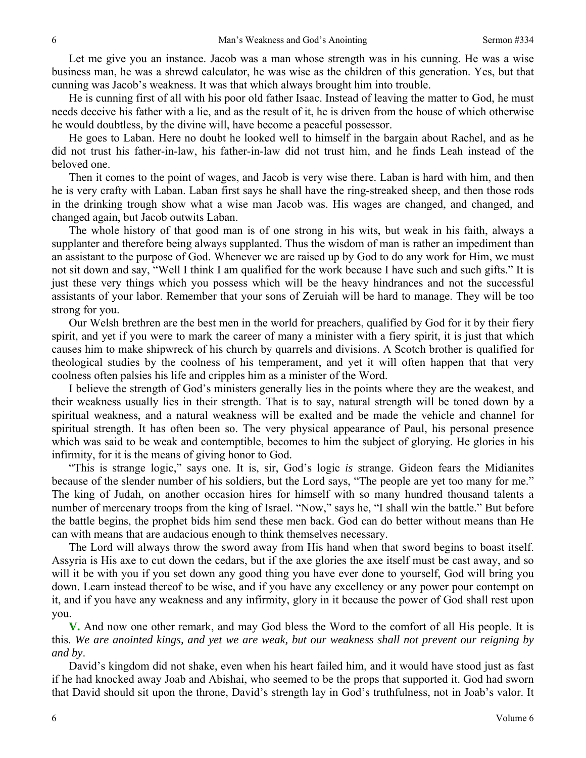Let me give you an instance. Jacob was a man whose strength was in his cunning. He was a wise business man, he was a shrewd calculator, he was wise as the children of this generation. Yes, but that cunning was Jacob's weakness. It was that which always brought him into trouble.

He is cunning first of all with his poor old father Isaac. Instead of leaving the matter to God, he must needs deceive his father with a lie, and as the result of it, he is driven from the house of which otherwise he would doubtless, by the divine will, have become a peaceful possessor.

He goes to Laban. Here no doubt he looked well to himself in the bargain about Rachel, and as he did not trust his father-in-law, his father-in-law did not trust him, and he finds Leah instead of the beloved one.

Then it comes to the point of wages, and Jacob is very wise there. Laban is hard with him, and then he is very crafty with Laban. Laban first says he shall have the ring-streaked sheep, and then those rods in the drinking trough show what a wise man Jacob was. His wages are changed, and changed, and changed again, but Jacob outwits Laban.

The whole history of that good man is of one strong in his wits, but weak in his faith, always a supplanter and therefore being always supplanted. Thus the wisdom of man is rather an impediment than an assistant to the purpose of God. Whenever we are raised up by God to do any work for Him, we must not sit down and say, "Well I think I am qualified for the work because I have such and such gifts." It is just these very things which you possess which will be the heavy hindrances and not the successful assistants of your labor. Remember that your sons of Zeruiah will be hard to manage. They will be too strong for you.

Our Welsh brethren are the best men in the world for preachers, qualified by God for it by their fiery spirit, and yet if you were to mark the career of many a minister with a fiery spirit, it is just that which causes him to make shipwreck of his church by quarrels and divisions. A Scotch brother is qualified for theological studies by the coolness of his temperament, and yet it will often happen that that very coolness often palsies his life and cripples him as a minister of the Word.

I believe the strength of God's ministers generally lies in the points where they are the weakest, and their weakness usually lies in their strength. That is to say, natural strength will be toned down by a spiritual weakness, and a natural weakness will be exalted and be made the vehicle and channel for spiritual strength. It has often been so. The very physical appearance of Paul, his personal presence which was said to be weak and contemptible, becomes to him the subject of glorying. He glories in his infirmity, for it is the means of giving honor to God.

"This is strange logic," says one. It is, sir, God's logic *is* strange. Gideon fears the Midianites because of the slender number of his soldiers, but the Lord says, "The people are yet too many for me." The king of Judah, on another occasion hires for himself with so many hundred thousand talents a number of mercenary troops from the king of Israel. "Now," says he, "I shall win the battle." But before the battle begins, the prophet bids him send these men back. God can do better without means than He can with means that are audacious enough to think themselves necessary.

The Lord will always throw the sword away from His hand when that sword begins to boast itself. Assyria is His axe to cut down the cedars, but if the axe glories the axe itself must be cast away, and so will it be with you if you set down any good thing you have ever done to yourself, God will bring you down. Learn instead thereof to be wise, and if you have any excellency or any power pour contempt on it, and if you have any weakness and any infirmity, glory in it because the power of God shall rest upon you.

**V.** And now one other remark, and may God bless the Word to the comfort of all His people. It is this. *We are anointed kings, and yet we are weak, but our weakness shall not prevent our reigning by and by*.

David's kingdom did not shake, even when his heart failed him, and it would have stood just as fast if he had knocked away Joab and Abishai, who seemed to be the props that supported it. God had sworn that David should sit upon the throne, David's strength lay in God's truthfulness, not in Joab's valor. It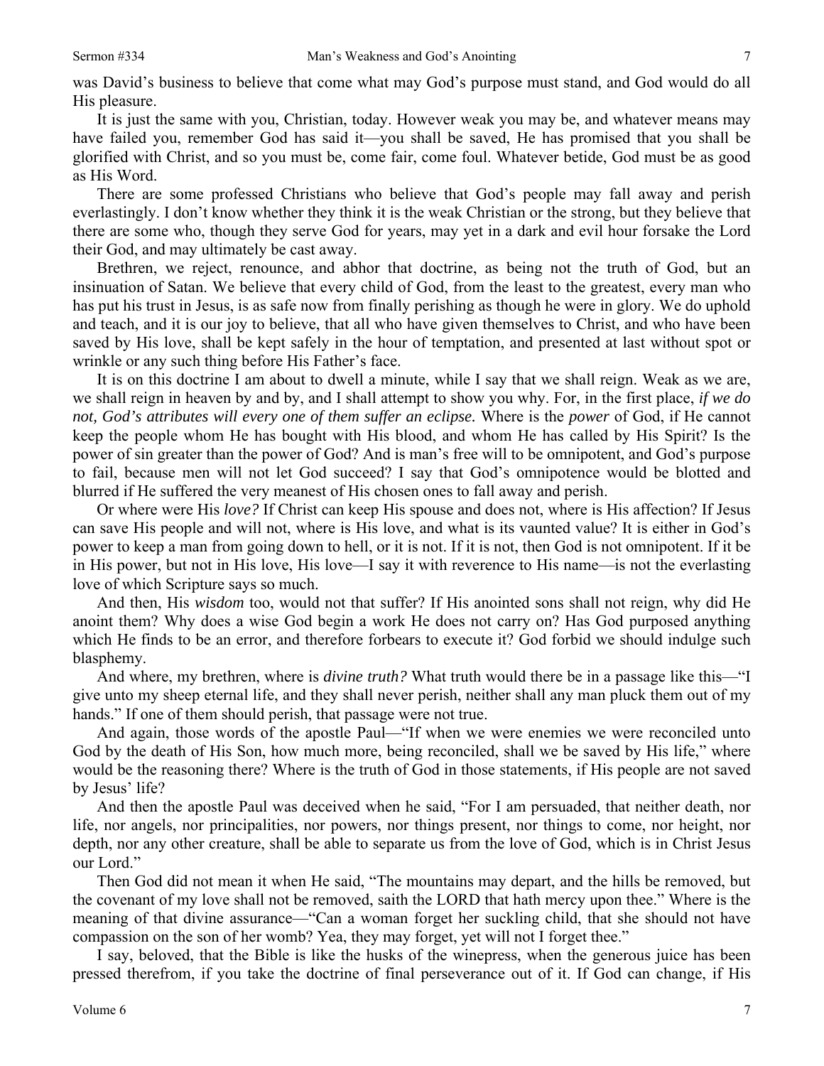was David's business to believe that come what may God's purpose must stand, and God would do all His pleasure.

It is just the same with you, Christian, today. However weak you may be, and whatever means may have failed you, remember God has said it—you shall be saved, He has promised that you shall be glorified with Christ, and so you must be, come fair, come foul. Whatever betide, God must be as good as His Word.

There are some professed Christians who believe that God's people may fall away and perish everlastingly. I don't know whether they think it is the weak Christian or the strong, but they believe that there are some who, though they serve God for years, may yet in a dark and evil hour forsake the Lord their God, and may ultimately be cast away.

Brethren, we reject, renounce, and abhor that doctrine, as being not the truth of God, but an insinuation of Satan. We believe that every child of God, from the least to the greatest, every man who has put his trust in Jesus, is as safe now from finally perishing as though he were in glory. We do uphold and teach, and it is our joy to believe, that all who have given themselves to Christ, and who have been saved by His love, shall be kept safely in the hour of temptation, and presented at last without spot or wrinkle or any such thing before His Father's face.

It is on this doctrine I am about to dwell a minute, while I say that we shall reign. Weak as we are, we shall reign in heaven by and by, and I shall attempt to show you why. For, in the first place, *if we do not, God's attributes will every one of them suffer an eclipse.* Where is the *power* of God, if He cannot keep the people whom He has bought with His blood, and whom He has called by His Spirit? Is the power of sin greater than the power of God? And is man's free will to be omnipotent, and God's purpose to fail, because men will not let God succeed? I say that God's omnipotence would be blotted and blurred if He suffered the very meanest of His chosen ones to fall away and perish.

Or where were His *love?* If Christ can keep His spouse and does not, where is His affection? If Jesus can save His people and will not, where is His love, and what is its vaunted value? It is either in God's power to keep a man from going down to hell, or it is not. If it is not, then God is not omnipotent. If it be in His power, but not in His love, His love—I say it with reverence to His name—is not the everlasting love of which Scripture says so much.

And then, His *wisdom* too, would not that suffer? If His anointed sons shall not reign, why did He anoint them? Why does a wise God begin a work He does not carry on? Has God purposed anything which He finds to be an error, and therefore forbears to execute it? God forbid we should indulge such blasphemy.

And where, my brethren, where is *divine truth?* What truth would there be in a passage like this—"I give unto my sheep eternal life, and they shall never perish, neither shall any man pluck them out of my hands." If one of them should perish, that passage were not true.

And again, those words of the apostle Paul—"If when we were enemies we were reconciled unto God by the death of His Son, how much more, being reconciled, shall we be saved by His life," where would be the reasoning there? Where is the truth of God in those statements, if His people are not saved by Jesus' life?

And then the apostle Paul was deceived when he said, "For I am persuaded, that neither death, nor life, nor angels, nor principalities, nor powers, nor things present, nor things to come, nor height, nor depth, nor any other creature, shall be able to separate us from the love of God, which is in Christ Jesus our Lord."

Then God did not mean it when He said, "The mountains may depart, and the hills be removed, but the covenant of my love shall not be removed, saith the LORD that hath mercy upon thee." Where is the meaning of that divine assurance—"Can a woman forget her suckling child, that she should not have compassion on the son of her womb? Yea, they may forget, yet will not I forget thee."

I say, beloved, that the Bible is like the husks of the winepress, when the generous juice has been pressed therefrom, if you take the doctrine of final perseverance out of it. If God can change, if His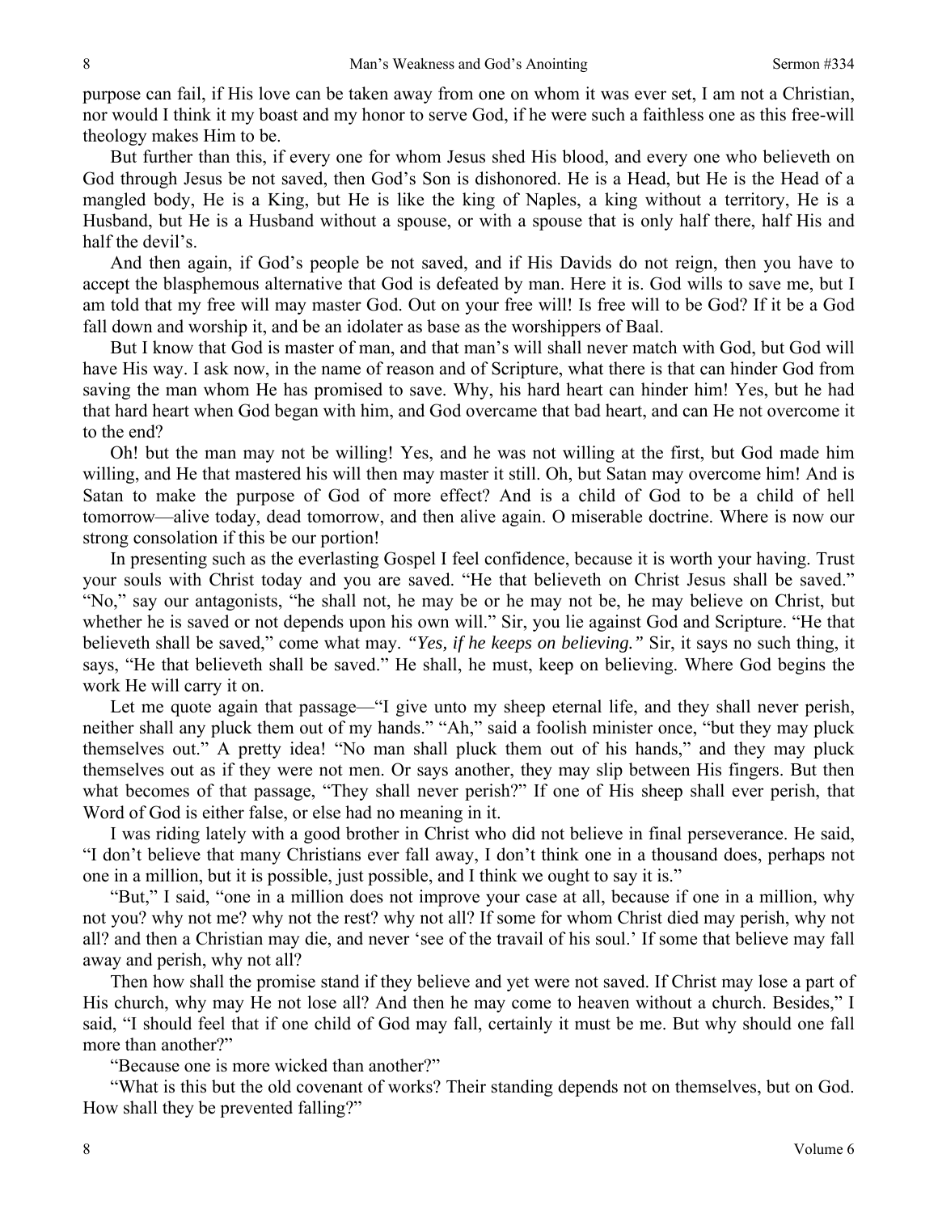purpose can fail, if His love can be taken away from one on whom it was ever set, I am not a Christian, nor would I think it my boast and my honor to serve God, if he were such a faithless one as this free-will theology makes Him to be.

But further than this, if every one for whom Jesus shed His blood, and every one who believeth on God through Jesus be not saved, then God's Son is dishonored. He is a Head, but He is the Head of a mangled body, He is a King, but He is like the king of Naples, a king without a territory, He is a Husband, but He is a Husband without a spouse, or with a spouse that is only half there, half His and half the devil's.

And then again, if God's people be not saved, and if His Davids do not reign, then you have to accept the blasphemous alternative that God is defeated by man. Here it is. God wills to save me, but I am told that my free will may master God. Out on your free will! Is free will to be God? If it be a God fall down and worship it, and be an idolater as base as the worshippers of Baal.

But I know that God is master of man, and that man's will shall never match with God, but God will have His way. I ask now, in the name of reason and of Scripture, what there is that can hinder God from saving the man whom He has promised to save. Why, his hard heart can hinder him! Yes, but he had that hard heart when God began with him, and God overcame that bad heart, and can He not overcome it to the end?

Oh! but the man may not be willing! Yes, and he was not willing at the first, but God made him willing, and He that mastered his will then may master it still. Oh, but Satan may overcome him! And is Satan to make the purpose of God of more effect? And is a child of God to be a child of hell tomorrow—alive today, dead tomorrow, and then alive again. O miserable doctrine. Where is now our strong consolation if this be our portion!

In presenting such as the everlasting Gospel I feel confidence, because it is worth your having. Trust your souls with Christ today and you are saved. "He that believeth on Christ Jesus shall be saved." "No," say our antagonists, "he shall not, he may be or he may not be, he may believe on Christ, but whether he is saved or not depends upon his own will." Sir, you lie against God and Scripture. "He that believeth shall be saved," come what may. *"Yes, if he keeps on believing."* Sir, it says no such thing, it says, "He that believeth shall be saved." He shall, he must, keep on believing. Where God begins the work He will carry it on.

Let me quote again that passage—"I give unto my sheep eternal life, and they shall never perish, neither shall any pluck them out of my hands." "Ah," said a foolish minister once, "but they may pluck themselves out." A pretty idea! "No man shall pluck them out of his hands," and they may pluck themselves out as if they were not men. Or says another, they may slip between His fingers. But then what becomes of that passage, "They shall never perish?" If one of His sheep shall ever perish, that Word of God is either false, or else had no meaning in it.

I was riding lately with a good brother in Christ who did not believe in final perseverance. He said, "I don't believe that many Christians ever fall away, I don't think one in a thousand does, perhaps not one in a million, but it is possible, just possible, and I think we ought to say it is."

"But," I said, "one in a million does not improve your case at all, because if one in a million, why not you? why not me? why not the rest? why not all? If some for whom Christ died may perish, why not all? and then a Christian may die, and never 'see of the travail of his soul.' If some that believe may fall away and perish, why not all?

Then how shall the promise stand if they believe and yet were not saved. If Christ may lose a part of His church, why may He not lose all? And then he may come to heaven without a church. Besides," I said, "I should feel that if one child of God may fall, certainly it must be me. But why should one fall more than another?"

"Because one is more wicked than another?"

"What is this but the old covenant of works? Their standing depends not on themselves, but on God. How shall they be prevented falling?"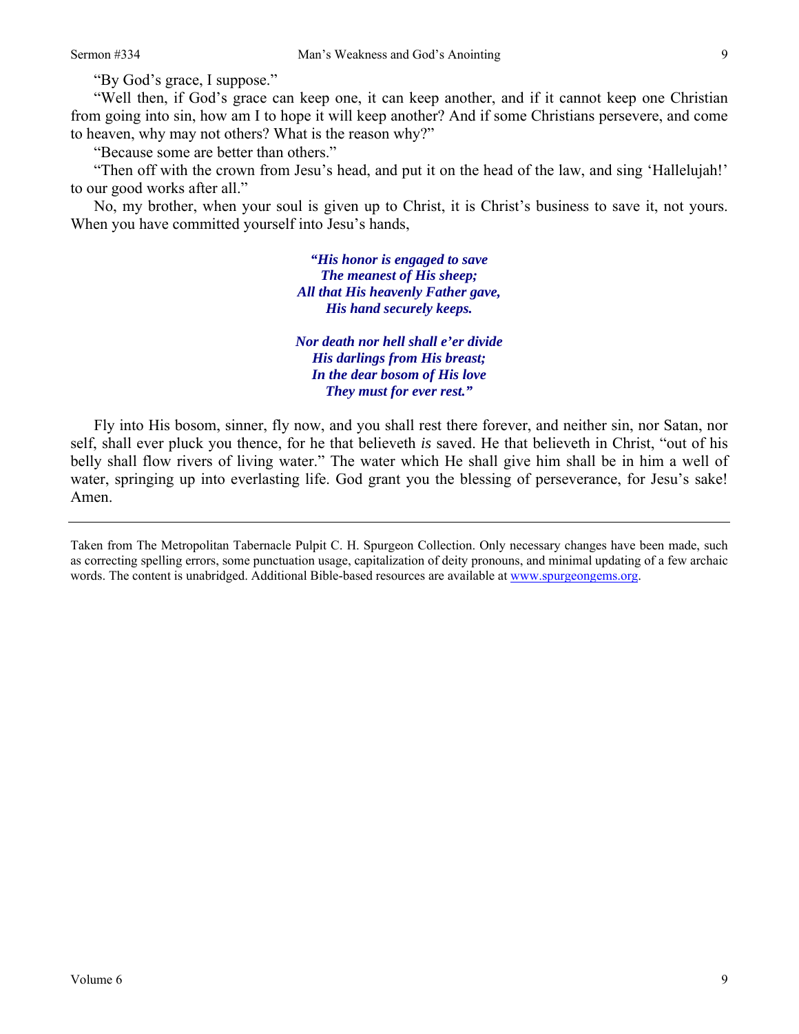"By God's grace, I suppose."

"Well then, if God's grace can keep one, it can keep another, and if it cannot keep one Christian from going into sin, how am I to hope it will keep another? And if some Christians persevere, and come to heaven, why may not others? What is the reason why?"

"Because some are better than others."

"Then off with the crown from Jesu's head, and put it on the head of the law, and sing 'Hallelujah!' to our good works after all."

No, my brother, when your soul is given up to Christ, it is Christ's business to save it, not yours. When you have committed yourself into Jesu's hands,

> ***"His honor is engaged to save***
> ***The meanest of His sheep;***
> ***All that His heavenly Father gave,***
> ***His hand securely keeps.***
>
> ***Nor death nor hell shall e'er divide***
> ***His darlings from His breast;***
> ***In the dear bosom of His love***
> ***They must for ever rest."***

Fly into His bosom, sinner, fly now, and you shall rest there forever, and neither sin, nor Satan, nor self, shall ever pluck you thence, for he that believeth *is* saved. He that believeth in Christ, "out of his belly shall flow rivers of living water." The water which He shall give him shall be in him a well of water, springing up into everlasting life. God grant you the blessing of perseverance, for Jesu's sake! Amen.

---

Taken from The Metropolitan Tabernacle Pulpit C. H. Spurgeon Collection. Only necessary changes have been made, such as correcting spelling errors, some punctuation usage, capitalization of deity pronouns, and minimal updating of a few archaic words. The content is unabridged. Additional Bible-based resources are available at www.spurgeongems.org.